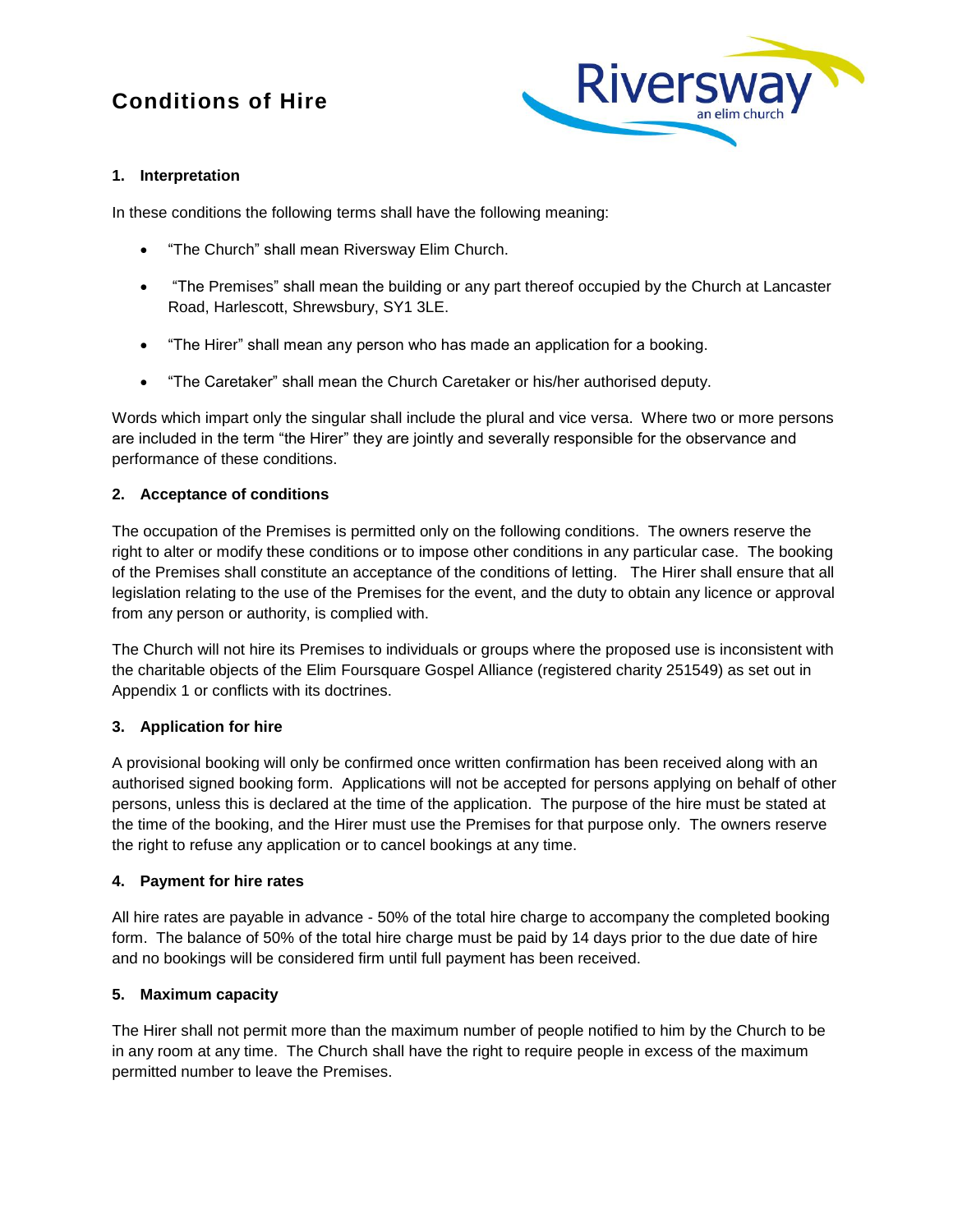# Conditions of Hire

## 1. Interpretation

In these conditions the following terms shall have the following meaning:

- "The Church" shall mean Riversway Elim Church.
- "The Premises" shall mean the building or any part thereof occupied by the Church at Lancaster Road, Harlescott, Shrewsbury, SY1 3LE.
- "The Hirer" shall mean any person who has made an application for a booking.
- "The Caretaker" shall mean the Church Caretaker or his/her authorised deputy.

Words which impart only the singular shall include the plural and vice versa. Where two or more persons are included in the term "the Hirer" they are jointly and severally responsible for the observance and performance of these conditions.

## 2. Acceptance of conditions

The occupation of the Premises is permitted only on the following conditions. The owners reserve the right to alter or modify these conditions or to impose other conditions in any particular case. The booking of the Premises shall constitute an acceptance of the conditions of letting. The Hirer shall ensure that all legislation relating to the use of the Premises for the event, and the duty to obtain any licence or approval from any person or authority, is complied with.

The Church will not hire its Premises to individuals or groups where the proposed use is inconsistent with the charitable objects of the Elim Foursquare Gospel Alliance (registered charity 251549) as set out in Appendix 1 or conflicts with its doctrines.

## 3. Application for hire

A provisional booking will only be confirmed once written confirmation has been received along with an authorised signed booking form. Applications will not be accepted for persons applying on behalf of other persons, unless this is declared at the time of the application. The purpose of the hire must be stated at the time of the booking, and the Hirer must use the Premises for that purpose only. The owners reserve the right to refuse any application or to cancel bookings at any time.

## 4. Payment for hire rates

All hire rates are payable in advance - 50% of the total hire charge to accompany the completed booking form. The balance of 50% of the total hire charge must be paid by 14 days prior to the due date of hire and no bookings will be considered firm until full payment has been received.

## 5. Maximum capacity

The Hirer shall not permit more than the maximum number of people notified to him by the Church to be in any room at any time. The Church shall have the right to require people in excess of the maximum permitted number to leave the Premises.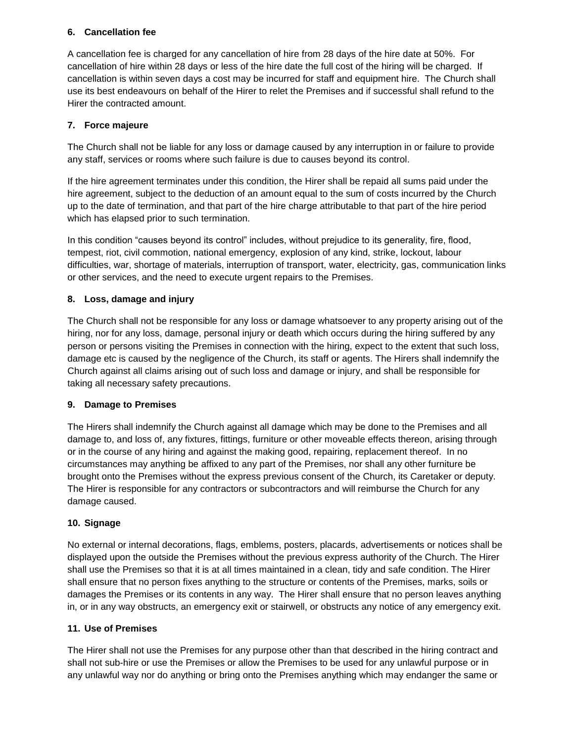**6. Cancellation fee**

A cancellation fee is charged for any cancellation of hire from 28 days of the hire date at 50%. For cancellation of hire within 28 days or less of the hire date the full cost of the hiring will be charged. If cancellation is within seven days a cost may be incurred for staff and equipment hire. The Church shall use its best endeavours on behalf of the Hirer to relet the Premises and if successful shall refund to the Hirer the contracted amount.

**7. Force majeure**

The Church shall not be liable for any loss or damage caused by any interruption in or failure to provide any staff, services or rooms where such failure is due to causes beyond its control.

If the hire agreement terminates under this condition, the Hirer shall be repaid all sums paid under the hire agreement, subject to the deduction of an amount equal to the sum of costs incurred by the Church up to the date of termination, and that part of the hire charge attributable to that part of the hire period which has elapsed prior to such termination.

In this condition "causes beyond its control" includes, without prejudice to its generality, fire, flood, tempest, riot, civil commotion, national emergency, explosion of any kind, strike, lockout, labour difficulties, war, shortage of materials, interruption of transport, water, electricity, gas, communication links or other services, and the need to execute urgent repairs to the Premises.

**8. Loss, damage and injury**

The Church shall not be responsible for any loss or damage whatsoever to any property arising out of the hiring, nor for any loss, damage, personal injury or death which occurs during the hiring suffered by any person or persons visiting the Premises in connection with the hiring, expect to the extent that such loss, damage etc is caused by the negligence of the Church, its staff or agents. The Hirers shall indemnify the Church against all claims arising out of such loss and damage or injury, and shall be responsible for taking all necessary safety precautions.

**9. Damage to Premises**

The Hirers shall indemnify the Church against all damage which may be done to the Premises and all damage to, and loss of, any fixtures, fittings, furniture or other moveable effects thereon, arising through or in the course of any hiring and against the making good, repairing, replacement thereof. In no circumstances may anything be affixed to any part of the Premises, nor shall any other furniture be brought onto the Premises without the express previous consent of the Church, its Caretaker or deputy. The Hirer is responsible for any contractors or subcontractors and will reimburse the Church for any damage caused.

**10. Signage**

No external or internal decorations, flags, emblems, posters, placards, advertisements or notices shall be displayed upon the outside the Premises without the previous express authority of the Church. The Hirer shall use the Premises so that it is at all times maintained in a clean, tidy and safe condition. The Hirer shall ensure that no person fixes anything to the structure or contents of the Premises, marks, soils or damages the Premises or its contents in any way. The Hirer shall ensure that no person leaves anything in, or in any way obstructs, an emergency exit or stairwell, or obstructs any notice of any emergency exit.

**11. Use of Premises**

The Hirer shall not use the Premises for any purpose other than that described in the hiring contract and shall not sub-hire or use the Premises or allow the Premises to be used for any unlawful purpose or in any unlawful way nor do anything or bring onto the Premises anything which may endanger the same or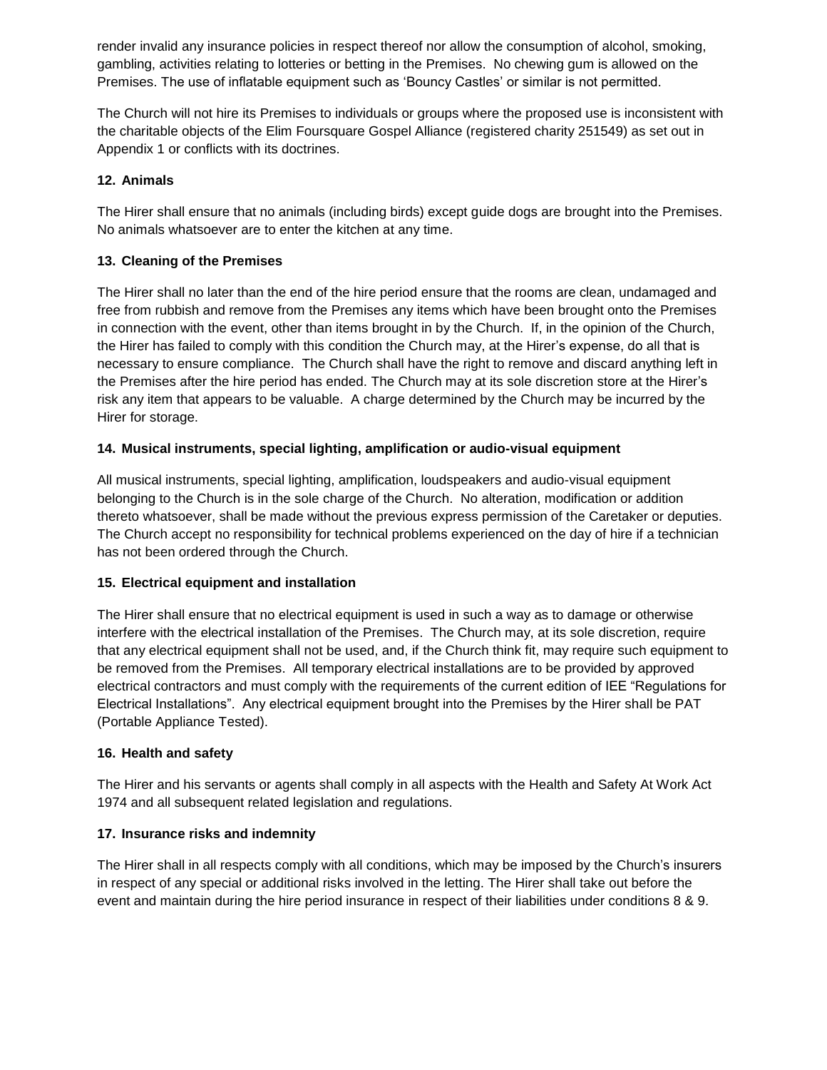render invalid any insurance policies in respect thereof nor allow the consumption of alcohol, smoking, gambling, activities relating to lotteries or betting in the Premises. No chewing gum is allowed on the Premises. The use of inflatable equipment such as 'Bouncy Castles' or similar is not permitted.

The Church will not hire its Premises to individuals or groups where the proposed use is inconsistent with the charitable objects of the Elim Foursquare Gospel Alliance (registered charity 251549) as set out in Appendix 1 or conflicts with its doctrines.

**12. Animals**

The Hirer shall ensure that no animals (including birds) except guide dogs are brought into the Premises. No animals whatsoever are to enter the kitchen at any time.

**13. Cleaning of the Premises**

The Hirer shall no later than the end of the hire period ensure that the rooms are clean, undamaged and free from rubbish and remove from the Premises any items which have been brought onto the Premises in connection with the event, other than items brought in by the Church. If, in the opinion of the Church, the Hirer has failed to comply with this condition the Church may, at the Hirer's expense, do all that is necessary to ensure compliance. The Church shall have the right to remove and discard anything left in the Premises after the hire period has ended. The Church may at its sole discretion store at the Hirer's risk any item that appears to be valuable. A charge determined by the Church may be incurred by the Hirer for storage.

**14. Musical instruments, special lighting, amplification or audio-visual equipment**

All musical instruments, special lighting, amplification, loudspeakers and audio-visual equipment belonging to the Church is in the sole charge of the Church. No alteration, modification or addition thereto whatsoever, shall be made without the previous express permission of the Caretaker or deputies. The Church accept no responsibility for technical problems experienced on the day of hire if a technician has not been ordered through the Church.

**15. Electrical equipment and installation**

The Hirer shall ensure that no electrical equipment is used in such a way as to damage or otherwise interfere with the electrical installation of the Premises. The Church may, at its sole discretion, require that any electrical equipment shall not be used, and, if the Church think fit, may require such equipment to be removed from the Premises. All temporary electrical installations are to be provided by approved electrical contractors and must comply with the requirements of the current edition of IEE "Regulations for Electrical Installations". Any electrical equipment brought into the Premises by the Hirer shall be PAT (Portable Appliance Tested).

**16. Health and safety**

The Hirer and his servants or agents shall comply in all aspects with the Health and Safety At Work Act 1974 and all subsequent related legislation and regulations.

**17. Insurance risks and indemnity**

The Hirer shall in all respects comply with all conditions, which may be imposed by the Church's insurers in respect of any special or additional risks involved in the letting. The Hirer shall take out before the event and maintain during the hire period insurance in respect of their liabilities under conditions 8 & 9.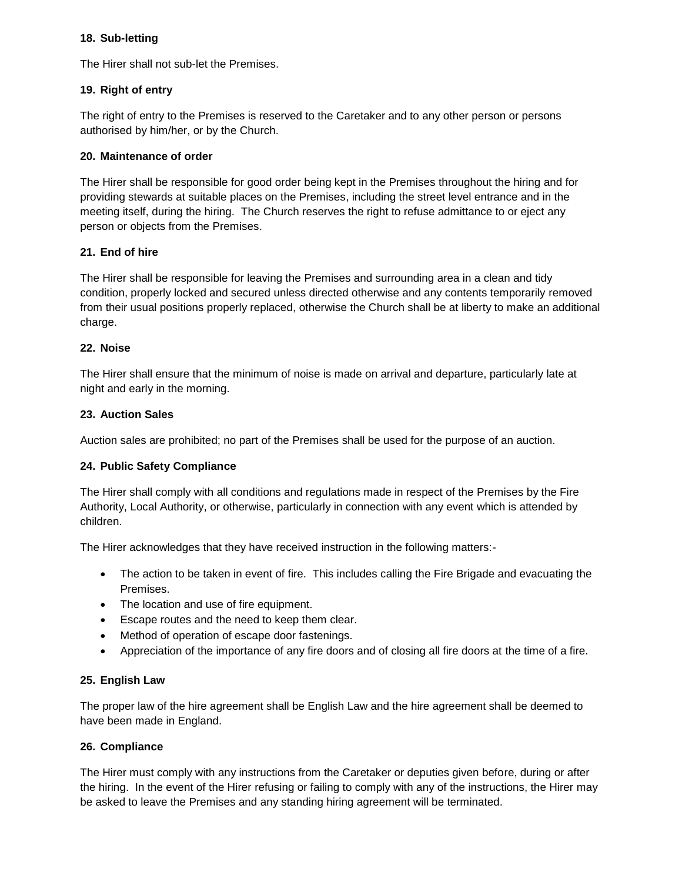**18. Sub-letting**

The Hirer shall not sub-let the Premises.

**19. Right of entry**

The right of entry to the Premises is reserved to the Caretaker and to any other person or persons authorised by him/her, or by the Church.

**20. Maintenance of order**

The Hirer shall be responsible for good order being kept in the Premises throughout the hiring and for providing stewards at suitable places on the Premises, including the street level entrance and in the meeting itself, during the hiring. The Church reserves the right to refuse admittance to or eject any person or objects from the Premises.

**21. End of hire**

The Hirer shall be responsible for leaving the Premises and surrounding area in a clean and tidy condition, properly locked and secured unless directed otherwise and any contents temporarily removed from their usual positions properly replaced, otherwise the Church shall be at liberty to make an additional charge.

**22. Noise**

The Hirer shall ensure that the minimum of noise is made on arrival and departure, particularly late at night and early in the morning.

**23. Auction Sales**

Auction sales are prohibited; no part of the Premises shall be used for the purpose of an auction.

**24. Public Safety Compliance**

The Hirer shall comply with all conditions and regulations made in respect of the Premises by the Fire Authority, Local Authority, or otherwise, particularly in connection with any event which is attended by children.

The Hirer acknowledges that they have received instruction in the following matters:-

- The action to be taken in event of fire. This includes calling the Fire Brigade and evacuating the Premises.
- The location and use of fire equipment.
- Escape routes and the need to keep them clear.
- Method of operation of escape door fastenings.
- Appreciation of the importance of any fire doors and of closing all fire doors at the time of a fire.

**25. English Law**

The proper law of the hire agreement shall be English Law and the hire agreement shall be deemed to have been made in England.

**26. Compliance**

The Hirer must comply with any instructions from the Caretaker or deputies given before, during or after the hiring. In the event of the Hirer refusing or failing to comply with any of the instructions, the Hirer may be asked to leave the Premises and any standing hiring agreement will be terminated.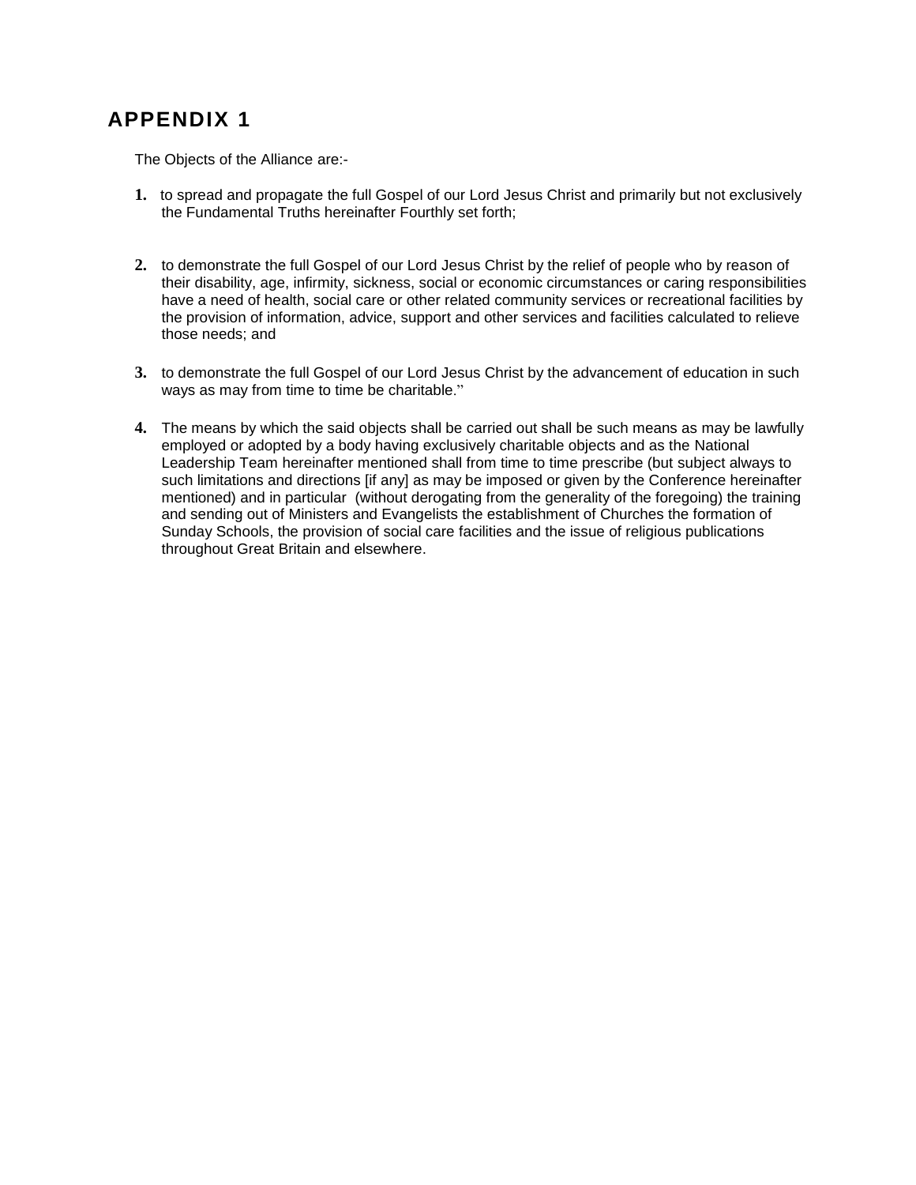# APPENDIX 1

The Objects of the Alliance are:-

1. to spread and propagate the full Gospel of our Lord Jesus Christ and primarily but not exclusively the Fundamental Truths hereinafter Fourthly set forth;

2. to demonstrate the full Gospel of our Lord Jesus Christ by the relief of people who by reason of their disability, age, infirmity, sickness, social or economic circumstances or caring responsibilities have a need of health, social care or other related community services or recreational facilities by the provision of information, advice, support and other services and facilities calculated to relieve those needs; and

3. to demonstrate the full Gospel of our Lord Jesus Christ by the advancement of education in such ways as may from time to time be charitable."

4. The means by which the said objects shall be carried out shall be such means as may be lawfully employed or adopted by a body having exclusively charitable objects and as the National Leadership Team hereinafter mentioned shall from time to time prescribe (but subject always to such limitations and directions [if any] as may be imposed or given by the Conference hereinafter mentioned) and in particular (without derogating from the generality of the foregoing) the training and sending out of Ministers and Evangelists the establishment of Churches the formation of Sunday Schools, the provision of social care facilities and the issue of religious publications throughout Great Britain and elsewhere.